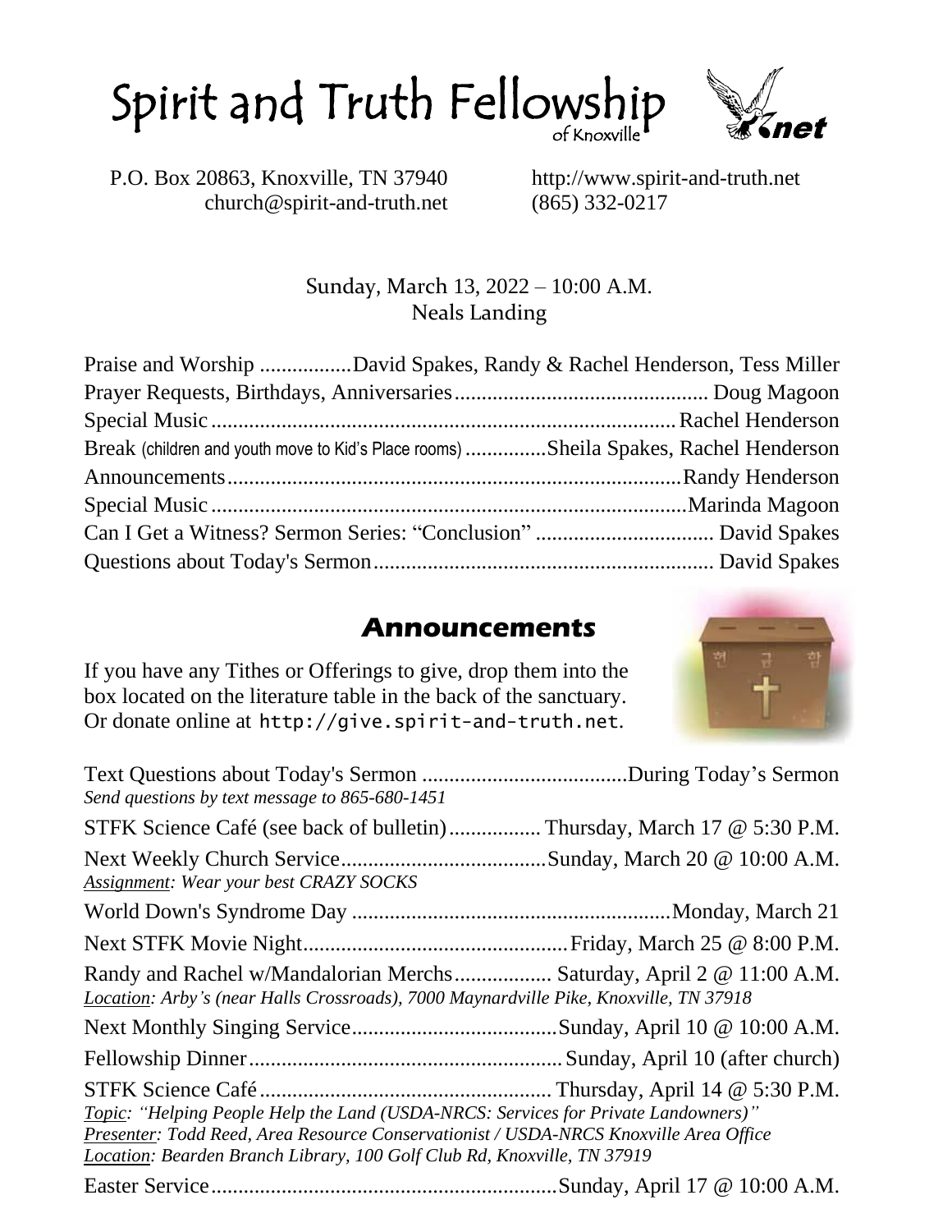# Spirit and Truth Fellowship
of Knoxville

P.O. Box 20863, Knoxville, TN 37940
church@spirit-and-truth.net

http://www.spirit-and-truth.net
(865) 332-0217

Sunday, March 13, 2022 – 10:00 A.M.
Neals Landing

Praise and Worship ................. David Spakes, Randy & Rachel Henderson, Tess Miller
Prayer Requests, Birthdays, Anniversaries.............................................. Doug Magoon
Special Music..................................................................................... Rachel Henderson
Break (children and youth move to Kid's Place rooms) ...............Sheila Spakes, Rachel Henderson
Announcements.................................................................................... Randy Henderson
Special Music....................................................................................... Marinda Magoon
Can I Get a Witness? Sermon Series: "Conclusion" ................................. David Spakes
Questions about Today's Sermon.............................................................. David Spakes

## Announcements

If you have any Tithes or Offerings to give, drop them into the box located on the literature table in the back of the sanctuary. Or donate online at `http://give.spirit-and-truth.net`.

Text Questions about Today's Sermon ...................................... During Today's Sermon
*Send questions by text message to 865-680-1451*

STFK Science Café (see back of bulletin)................. Thursday, March 17 @ 5:30 P.M.

Next Weekly Church Service...................................... Sunday, March 20 @ 10:00 A.M.
*Assignment: Wear your best CRAZY SOCKS*

World Down's Syndrome Day ........................................................... Monday, March 21

Next STFK Movie Night................................................ Friday, March 25 @ 8:00 P.M.

Randy and Rachel w/Mandalorian Merchs.................. Saturday, April 2 @ 11:00 A.M.
*Location: Arby's (near Halls Crossroads), 7000 Maynardville Pike, Knoxville, TN 37918*

Next Monthly Singing Service...................................... Sunday, April 10 @ 10:00 A.M.

Fellowship Dinner........................................................... Sunday, April 10 (after church)

STFK Science Café...................................................... Thursday, April 14 @ 5:30 P.M.
*Topic: "Helping People Help the Land (USDA-NRCS: Services for Private Landowners)"*
*Presenter: Todd Reed, Area Resource Conservationist / USDA-NRCS Knoxville Area Office*
*Location: Bearden Branch Library, 100 Golf Club Rd, Knoxville, TN 37919*

Easter Service................................................................ Sunday, April 17 @ 10:00 A.M.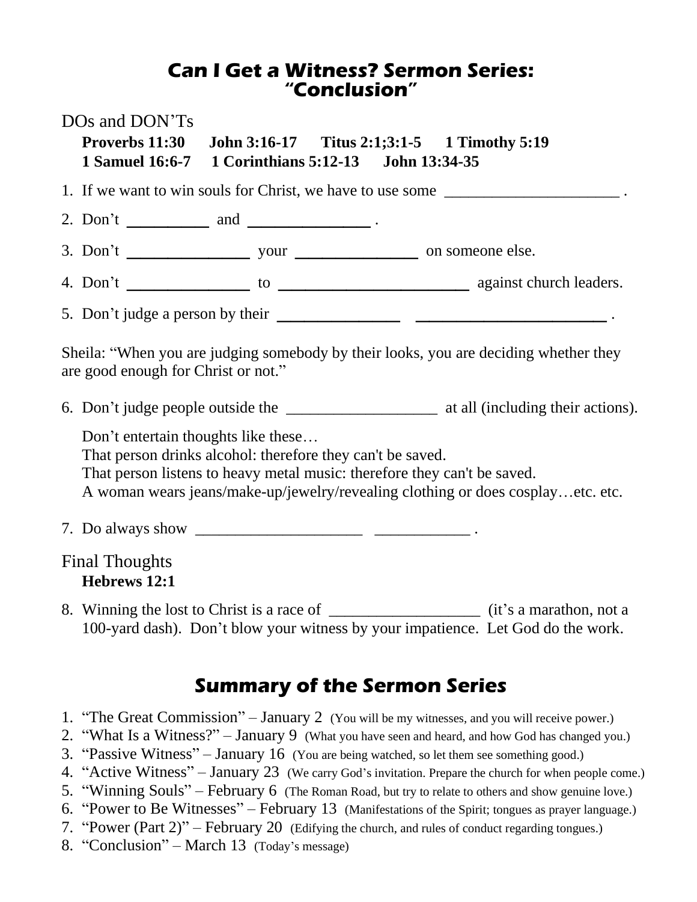# Can I Get a Witness? Sermon Series: "Conclusion"

## DOs and DON'Ts

**Proverbs 11:30 John 3:16-17 Titus 2:1;3:1-5 1 Timothy 5:19**
**1 Samuel 16:6-7 1 Corinthians 5:12-13 John 13:34-35**

1. If we want to win souls for Christ, we have to use some ______________________ .
2. Don't __________ and _______________ .
3. Don't _______________ your _______________ on someone else.
4. Don't _______________ to ________________________ against church leaders.
5. Don't judge a person by their _______________ ________________________ .

Sheila: "When you are judging somebody by their looks, you are deciding whether they are good enough for Christ or not."

6. Don't judge people outside the ___________________ at all (including their actions).

   Don't entertain thoughts like these…
   That person drinks alcohol: therefore they can't be saved.
   That person listens to heavy metal music: therefore they can't be saved.
   A woman wears jeans/make-up/jewelry/revealing clothing or does cosplay…etc. etc.

7. Do always show _____________________ ____________ .

## Final Thoughts

**Hebrews 12:1**

8. Winning the lost to Christ is a race of ___________________ (it's a marathon, not a 100-yard dash). Don't blow your witness by your impatience. Let God do the work.

## Summary of the Sermon Series

1. "The Great Commission" – January 2 (You will be my witnesses, and you will receive power.)
2. "What Is a Witness?" – January 9 (What you have seen and heard, and how God has changed you.)
3. "Passive Witness" – January 16 (You are being watched, so let them see something good.)
4. "Active Witness" – January 23 (We carry God's invitation. Prepare the church for when people come.)
5. "Winning Souls" – February 6 (The Roman Road, but try to relate to others and show genuine love.)
6. "Power to Be Witnesses" – February 13 (Manifestations of the Spirit; tongues as prayer language.)
7. "Power (Part 2)" – February 20 (Edifying the church, and rules of conduct regarding tongues.)
8. "Conclusion" – March 13 (Today's message)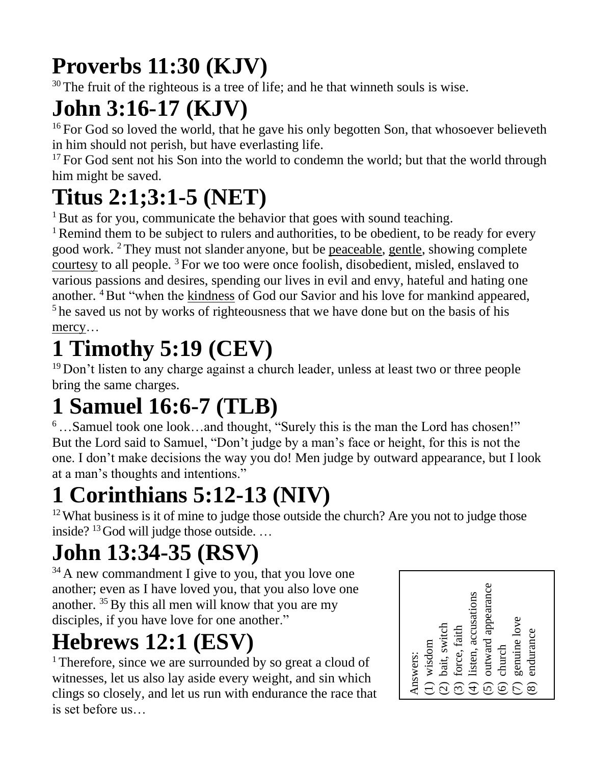# Proverbs 11:30 (KJV)

[30] The fruit of the righteous is a tree of life; and he that winneth souls is wise.

# John 3:16-17 (KJV)

[16] For God so loved the world, that he gave his only begotten Son, that whosoever believeth in him should not perish, but have everlasting life.

[17] For God sent not his Son into the world to condemn the world; but that the world through him might be saved.

# Titus 2:1;3:1-5 (NET)

[1] But as for you, communicate the behavior that goes with sound teaching.

[1] Remind them to be subject to rulers and authorities, to be obedient, to be ready for every good work. [2] They must not slander anyone, but be <u>peaceable</u>, <u>gentle</u>, showing complete <u>courtesy</u> to all people. [3] For we too were once foolish, disobedient, misled, enslaved to various passions and desires, spending our lives in evil and envy, hateful and hating one another. [4] But "when the <u>kindness</u> of God our Savior and his love for mankind appeared, [5] he saved us not by works of righteousness that we have done but on the basis of his <u>mercy</u>…

# 1 Timothy 5:19 (CEV)

[19] Don't listen to any charge against a church leader, unless at least two or three people bring the same charges.

# 1 Samuel 16:6-7 (TLB)

[6] …Samuel took one look…and thought, "Surely this is the man the Lord has chosen!" But the Lord said to Samuel, "Don't judge by a man's face or height, for this is not the one. I don't make decisions the way you do! Men judge by outward appearance, but I look at a man's thoughts and intentions."

# 1 Corinthians 5:12-13 (NIV)

[12] What business is it of mine to judge those outside the church? Are you not to judge those inside? [13] God will judge those outside. …

# John 13:34-35 (RSV)

[34] A new commandment I give to you, that you love one another; even as I have loved you, that you also love one another. [35] By this all men will know that you are my disciples, if you have love for one another."

# Hebrews 12:1 (ESV)

[1] Therefore, since we are surrounded by so great a cloud of witnesses, let us also lay aside every weight, and sin which clings so closely, and let us run with endurance the race that is set before us…

Answers:
(1) wisdom
(2) bait, switch
(3) force, faith
(4) listen, accusations
(5) outward appearance
(6) church
(7) genuine love
(8) endurance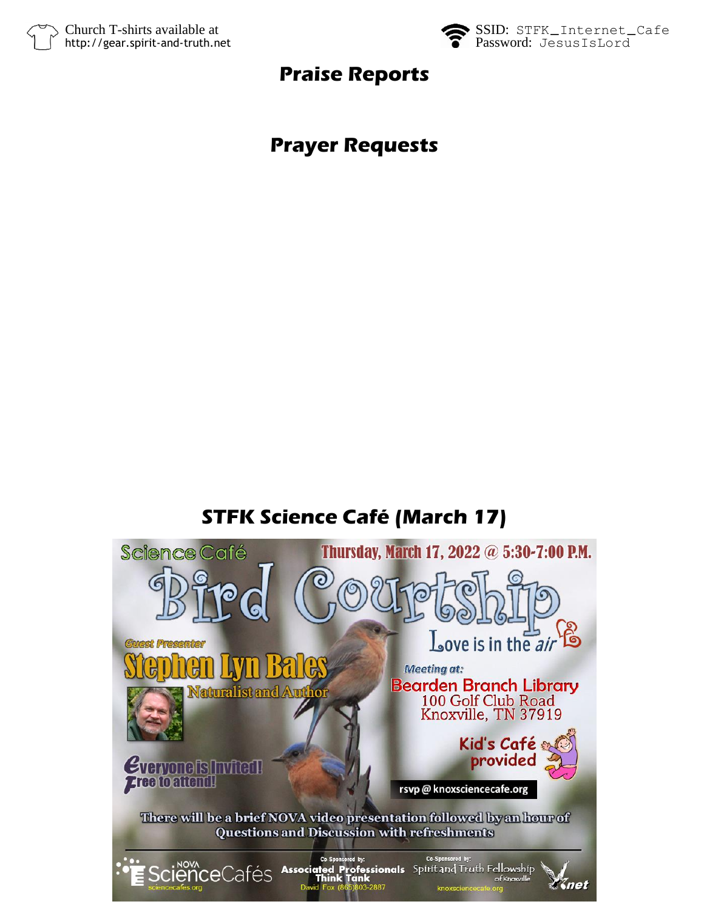Church T-shirts available at http://gear.spirit-and-truth.net

SSID: STFK_Internet_Cafe
Password: JesusIsLord

## Praise Reports

## Prayer Requests

## STFK Science Café (March 17)

Science Café

Thursday, March 17, 2022 @ 5:30-7:00 P.M.

# Bird Courtship

Love is in the *air*

Guest Presenter

**Stephen Lyn Bales**

Naturalist and Author

Meeting at:

**Bearden Branch Library**
100 Golf Club Road
Knoxville, TN 37919

Kid's Café provided

Everyone is Invited!
Free to attend!

rsvp @ knoxsciencecafe.org

There will be a brief NOVA video presentation followed by an hour of Questions and Discussion with refreshments

NOVA ScienceCafés
sciencecafes.org

Co Sponsored by:
Associated Professionals Think Tank
David Fox (865)803-2887

Co-Sponsored by:
Spirit and Truth Fellowship of Knoxville
knoxsciencecafe.org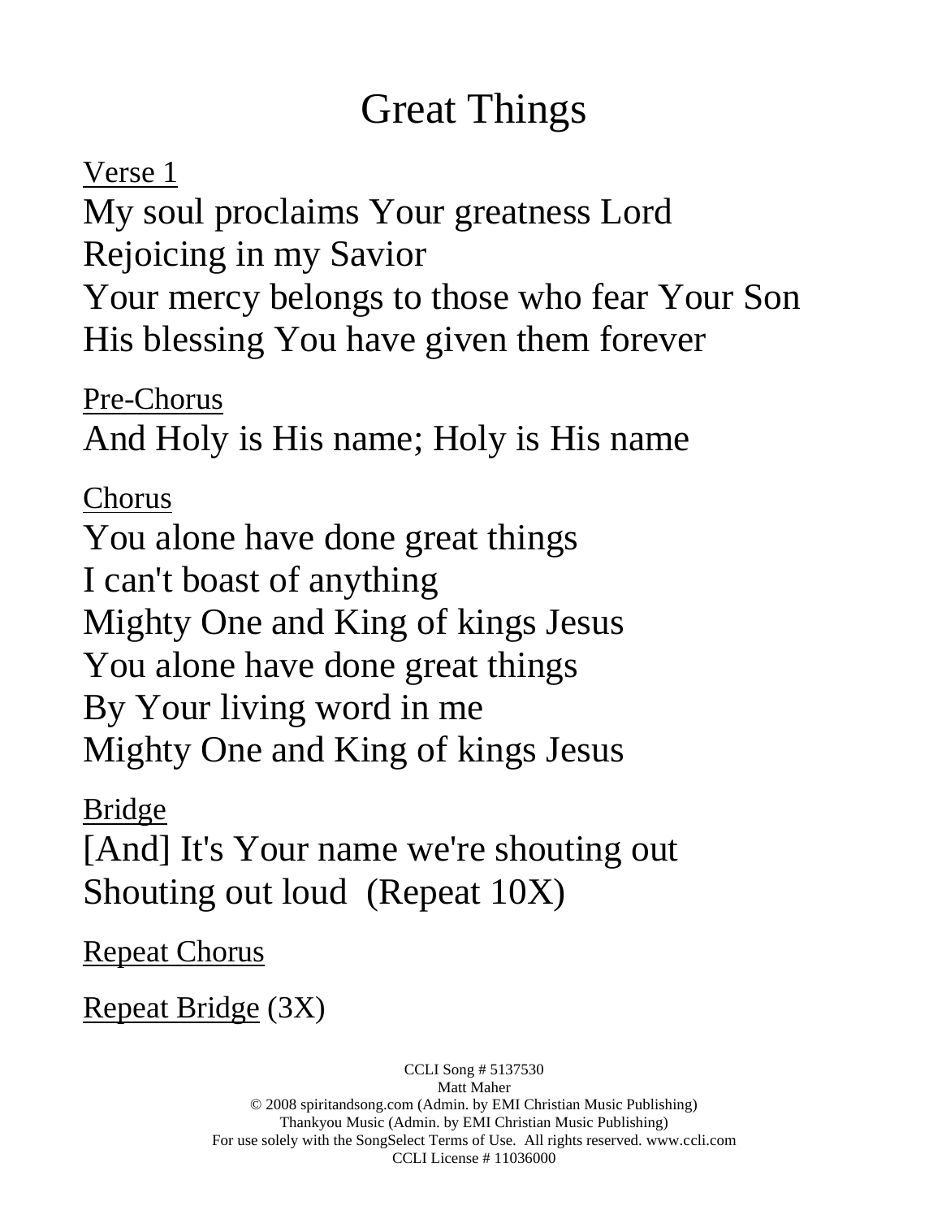# Great Things

<u>Verse 1</u>
My soul proclaims Your greatness Lord
Rejoicing in my Savior
Your mercy belongs to those who fear Your Son
His blessing You have given them forever

<u>Pre-Chorus</u>
And Holy is His name; Holy is His name

<u>Chorus</u>
You alone have done great things
I can't boast of anything
Mighty One and King of kings Jesus
You alone have done great things
By Your living word in me
Mighty One and King of kings Jesus

<u>Bridge</u>
[And] It's Your name we're shouting out
Shouting out loud (Repeat 10X)

<u>Repeat Chorus</u>

<u>Repeat Bridge</u> (3X)

CCLI Song # 5137530
Matt Maher
© 2008 spiritandsong.com (Admin. by EMI Christian Music Publishing)
Thankyou Music (Admin. by EMI Christian Music Publishing)
For use solely with the SongSelect Terms of Use. All rights reserved. www.ccli.com
CCLI License # 11036000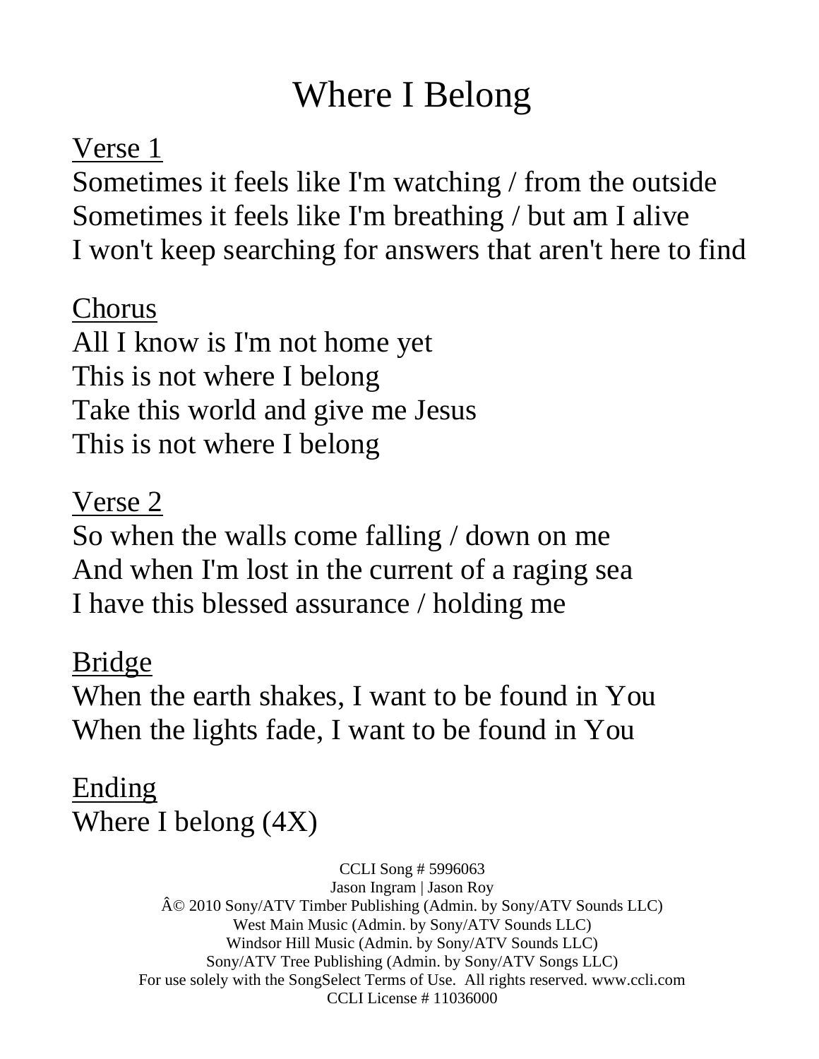# Where I Belong

Verse 1

Sometimes it feels like I'm watching / from the outside
Sometimes it feels like I'm breathing / but am I alive
I won't keep searching for answers that aren't here to find

Chorus

All I know is I'm not home yet
This is not where I belong
Take this world and give me Jesus
This is not where I belong

Verse 2

So when the walls come falling / down on me
And when I'm lost in the current of a raging sea
I have this blessed assurance / holding me

Bridge

When the earth shakes, I want to be found in You
When the lights fade, I want to be found in You

Ending

Where I belong (4X)

CCLI Song # 5996063
Jason Ingram | Jason Roy
Â© 2010 Sony/ATV Timber Publishing (Admin. by Sony/ATV Sounds LLC)
West Main Music (Admin. by Sony/ATV Sounds LLC)
Windsor Hill Music (Admin. by Sony/ATV Sounds LLC)
Sony/ATV Tree Publishing (Admin. by Sony/ATV Songs LLC)
For use solely with the SongSelect Terms of Use. All rights reserved. www.ccli.com
CCLI License # 11036000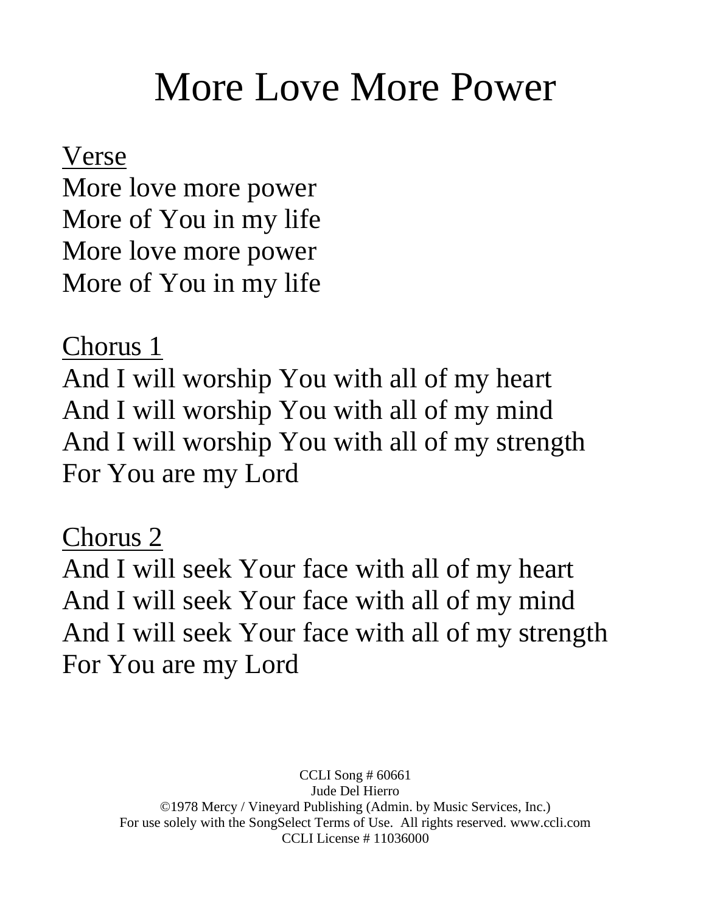# More Love More Power

<u>Verse</u>
More love more power
More of You in my life
More love more power
More of You in my life

<u>Chorus 1</u>
And I will worship You with all of my heart
And I will worship You with all of my mind
And I will worship You with all of my strength
For You are my Lord

<u>Chorus 2</u>
And I will seek Your face with all of my heart
And I will seek Your face with all of my mind
And I will seek Your face with all of my strength
For You are my Lord

CCLI Song # 60661
Jude Del Hierro
©1978 Mercy / Vineyard Publishing (Admin. by Music Services, Inc.)
For use solely with the SongSelect Terms of Use. All rights reserved. www.ccli.com
CCLI License # 11036000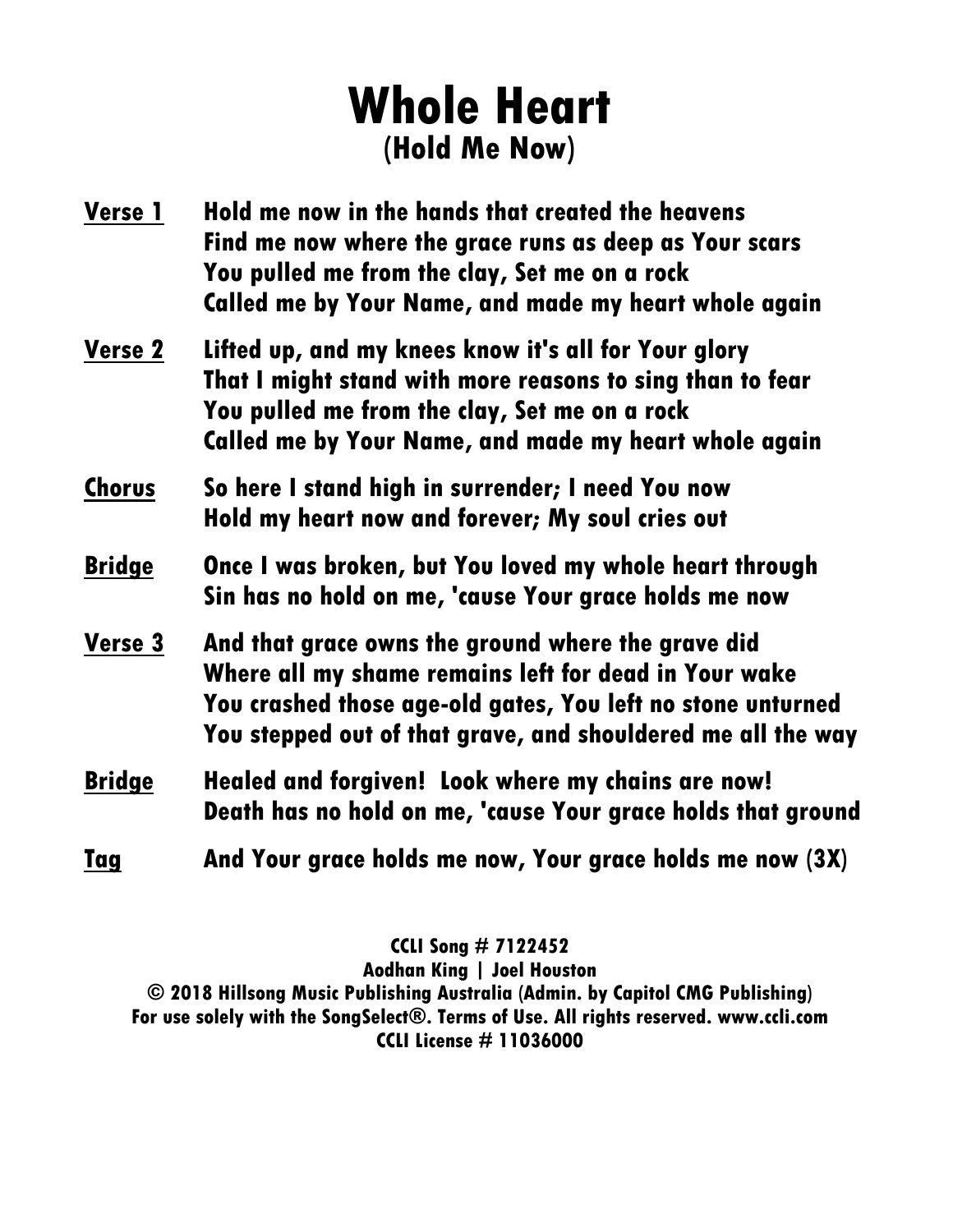# Whole Heart

## (Hold Me Now)

**Verse 1**
Hold me now in the hands that created the heavens
Find me now where the grace runs as deep as Your scars
You pulled me from the clay, Set me on a rock
Called me by Your Name, and made my heart whole again

**Verse 2**
Lifted up, and my knees know it's all for Your glory
That I might stand with more reasons to sing than to fear
You pulled me from the clay, Set me on a rock
Called me by Your Name, and made my heart whole again

**Chorus**
So here I stand high in surrender; I need You now
Hold my heart now and forever; My soul cries out

**Bridge**
Once I was broken, but You loved my whole heart through
Sin has no hold on me, 'cause Your grace holds me now

**Verse 3**
And that grace owns the ground where the grave did
Where all my shame remains left for dead in Your wake
You crashed those age-old gates, You left no stone unturned
You stepped out of that grave, and shouldered me all the way

**Bridge**
Healed and forgiven! Look where my chains are now!
Death has no hold on me, 'cause Your grace holds that ground

**Tag**
And Your grace holds me now, Your grace holds me now (3X)

CCLI Song # 7122452
Aodhan King | Joel Houston
© 2018 Hillsong Music Publishing Australia (Admin. by Capitol CMG Publishing)
For use solely with the SongSelect®. Terms of Use. All rights reserved. www.ccli.com
CCLI License # 11036000